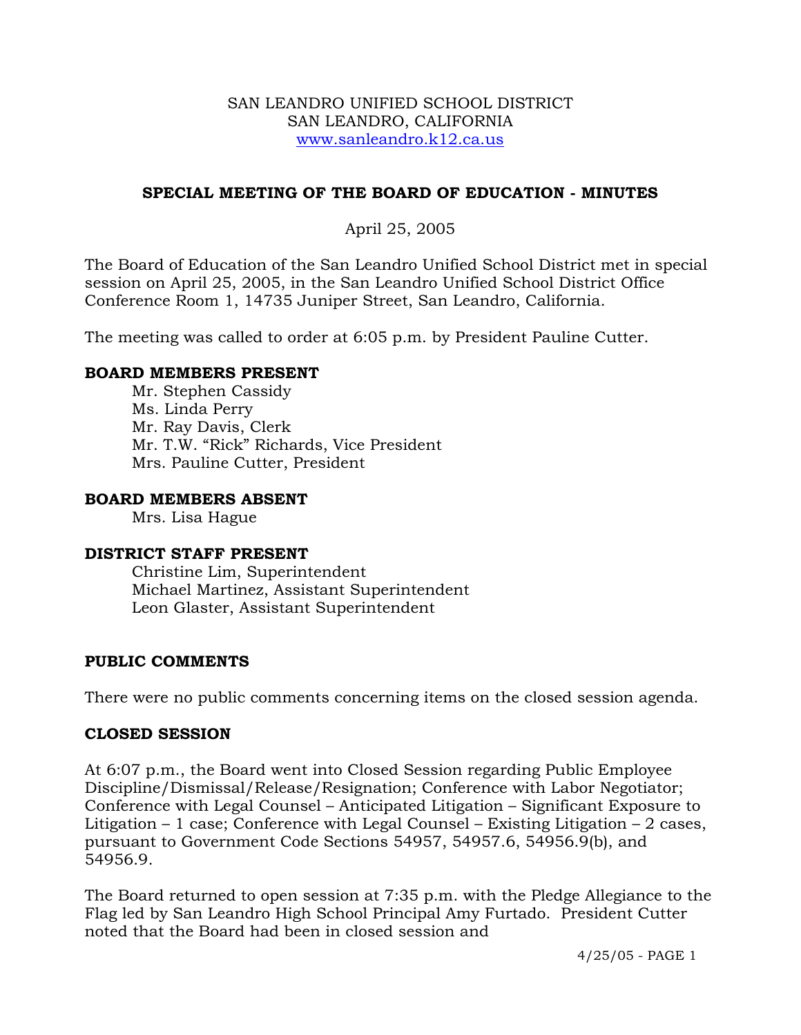SAN LEANDRO UNIFIED SCHOOL DISTRICT
SAN LEANDRO, CALIFORNIA
www.sanleandro.k12.ca.us

## SPECIAL MEETING OF THE BOARD OF EDUCATION - MINUTES

April 25, 2005

The Board of Education of the San Leandro Unified School District met in special session on April 25, 2005, in the San Leandro Unified School District Office Conference Room 1, 14735 Juniper Street, San Leandro, California.

The meeting was called to order at 6:05 p.m. by President Pauline Cutter.

### BOARD MEMBERS PRESENT

Mr. Stephen Cassidy
Ms. Linda Perry
Mr. Ray Davis, Clerk
Mr. T.W. "Rick" Richards, Vice President
Mrs. Pauline Cutter, President

### BOARD MEMBERS ABSENT

Mrs. Lisa Hague

### DISTRICT STAFF PRESENT

Christine Lim, Superintendent
Michael Martinez, Assistant Superintendent
Leon Glaster, Assistant Superintendent

### PUBLIC COMMENTS

There were no public comments concerning items on the closed session agenda.

### CLOSED SESSION

At 6:07 p.m., the Board went into Closed Session regarding Public Employee Discipline/Dismissal/Release/Resignation; Conference with Labor Negotiator; Conference with Legal Counsel – Anticipated Litigation – Significant Exposure to Litigation – 1 case; Conference with Legal Counsel – Existing Litigation – 2 cases, pursuant to Government Code Sections 54957, 54957.6, 54956.9(b), and 54956.9.

The Board returned to open session at 7:35 p.m. with the Pledge Allegiance to the Flag led by San Leandro High School Principal Amy Furtado. President Cutter noted that the Board had been in closed session and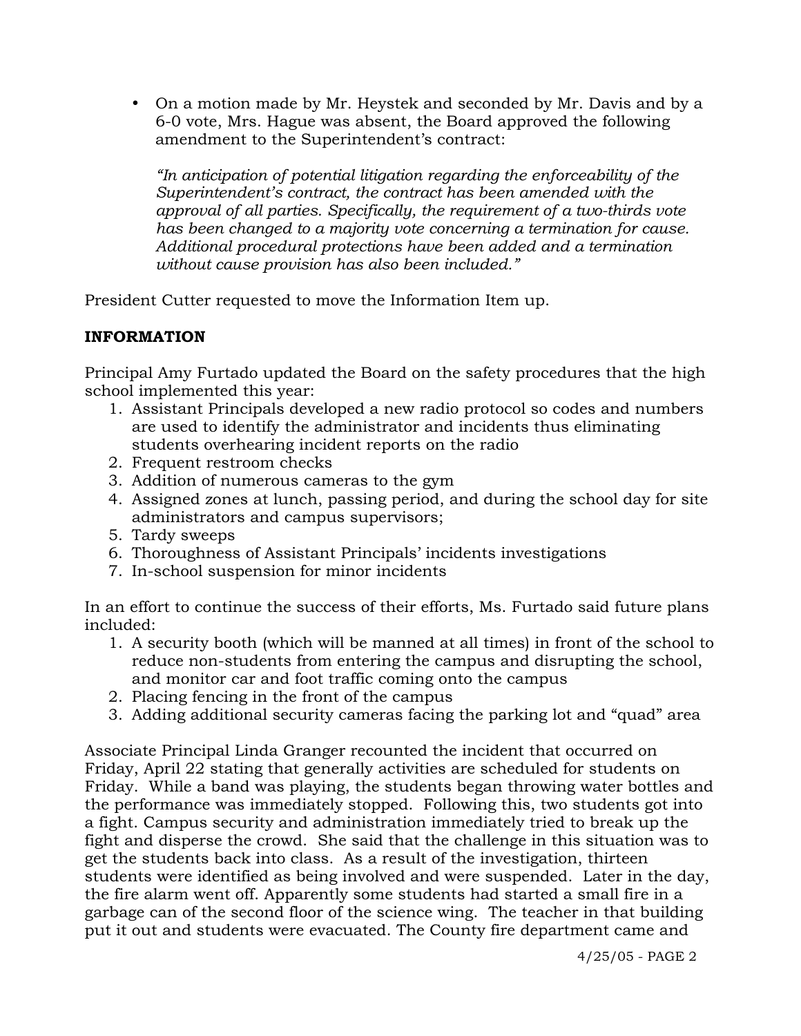- On a motion made by Mr. Heystek and seconded by Mr. Davis and by a 6-0 vote, Mrs. Hague was absent, the Board approved the following amendment to the Superintendent's contract:

  *"In anticipation of potential litigation regarding the enforceability of the Superintendent's contract, the contract has been amended with the approval of all parties. Specifically, the requirement of a two-thirds vote has been changed to a majority vote concerning a termination for cause. Additional procedural protections have been added and a termination without cause provision has also been included."*

President Cutter requested to move the Information Item up.

## INFORMATION

Principal Amy Furtado updated the Board on the safety procedures that the high school implemented this year:

1. Assistant Principals developed a new radio protocol so codes and numbers are used to identify the administrator and incidents thus eliminating students overhearing incident reports on the radio
2. Frequent restroom checks
3. Addition of numerous cameras to the gym
4. Assigned zones at lunch, passing period, and during the school day for site administrators and campus supervisors;
5. Tardy sweeps
6. Thoroughness of Assistant Principals' incidents investigations
7. In-school suspension for minor incidents

In an effort to continue the success of their efforts, Ms. Furtado said future plans included:

1. A security booth (which will be manned at all times) in front of the school to reduce non-students from entering the campus and disrupting the school, and monitor car and foot traffic coming onto the campus
2. Placing fencing in the front of the campus
3. Adding additional security cameras facing the parking lot and "quad" area

Associate Principal Linda Granger recounted the incident that occurred on Friday, April 22 stating that generally activities are scheduled for students on Friday. While a band was playing, the students began throwing water bottles and the performance was immediately stopped. Following this, two students got into a fight. Campus security and administration immediately tried to break up the fight and disperse the crowd. She said that the challenge in this situation was to get the students back into class. As a result of the investigation, thirteen students were identified as being involved and were suspended. Later in the day, the fire alarm went off. Apparently some students had started a small fire in a garbage can of the second floor of the science wing. The teacher in that building put it out and students were evacuated. The County fire department came and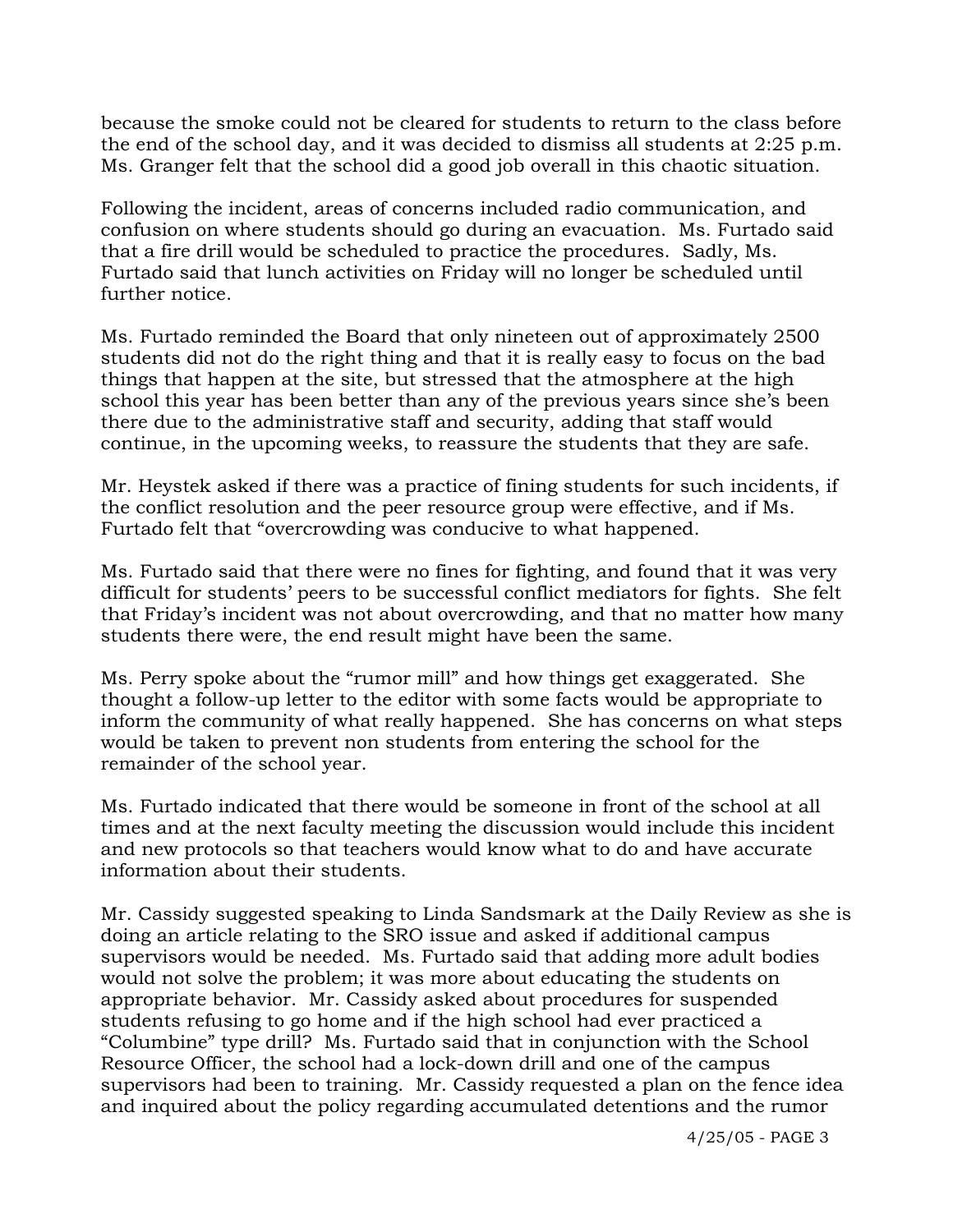because the smoke could not be cleared for students to return to the class before the end of the school day, and it was decided to dismiss all students at 2:25 p.m. Ms. Granger felt that the school did a good job overall in this chaotic situation.

Following the incident, areas of concerns included radio communication, and confusion on where students should go during an evacuation. Ms. Furtado said that a fire drill would be scheduled to practice the procedures. Sadly, Ms. Furtado said that lunch activities on Friday will no longer be scheduled until further notice.

Ms. Furtado reminded the Board that only nineteen out of approximately 2500 students did not do the right thing and that it is really easy to focus on the bad things that happen at the site, but stressed that the atmosphere at the high school this year has been better than any of the previous years since she's been there due to the administrative staff and security, adding that staff would continue, in the upcoming weeks, to reassure the students that they are safe.

Mr. Heystek asked if there was a practice of fining students for such incidents, if the conflict resolution and the peer resource group were effective, and if Ms. Furtado felt that "overcrowding was conducive to what happened.

Ms. Furtado said that there were no fines for fighting, and found that it was very difficult for students' peers to be successful conflict mediators for fights. She felt that Friday's incident was not about overcrowding, and that no matter how many students there were, the end result might have been the same.

Ms. Perry spoke about the "rumor mill" and how things get exaggerated. She thought a follow-up letter to the editor with some facts would be appropriate to inform the community of what really happened. She has concerns on what steps would be taken to prevent non students from entering the school for the remainder of the school year.

Ms. Furtado indicated that there would be someone in front of the school at all times and at the next faculty meeting the discussion would include this incident and new protocols so that teachers would know what to do and have accurate information about their students.

Mr. Cassidy suggested speaking to Linda Sandsmark at the Daily Review as she is doing an article relating to the SRO issue and asked if additional campus supervisors would be needed. Ms. Furtado said that adding more adult bodies would not solve the problem; it was more about educating the students on appropriate behavior. Mr. Cassidy asked about procedures for suspended students refusing to go home and if the high school had ever practiced a "Columbine" type drill? Ms. Furtado said that in conjunction with the School Resource Officer, the school had a lock-down drill and one of the campus supervisors had been to training. Mr. Cassidy requested a plan on the fence idea and inquired about the policy regarding accumulated detentions and the rumor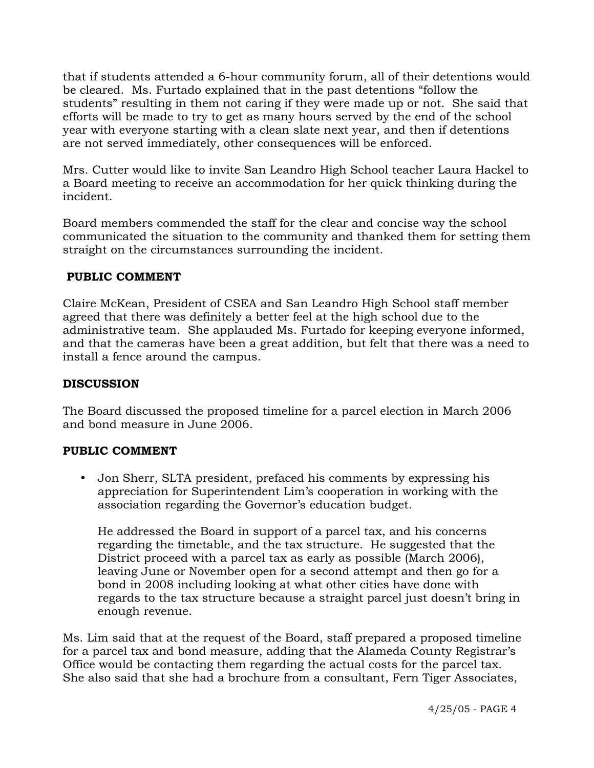that if students attended a 6-hour community forum, all of their detentions would be cleared. Ms. Furtado explained that in the past detentions "follow the students" resulting in them not caring if they were made up or not. She said that efforts will be made to try to get as many hours served by the end of the school year with everyone starting with a clean slate next year, and then if detentions are not served immediately, other consequences will be enforced.

Mrs. Cutter would like to invite San Leandro High School teacher Laura Hackel to a Board meeting to receive an accommodation for her quick thinking during the incident.

Board members commended the staff for the clear and concise way the school communicated the situation to the community and thanked them for setting them straight on the circumstances surrounding the incident.

**PUBLIC COMMENT**

Claire McKean, President of CSEA and San Leandro High School staff member agreed that there was definitely a better feel at the high school due to the administrative team. She applauded Ms. Furtado for keeping everyone informed, and that the cameras have been a great addition, but felt that there was a need to install a fence around the campus.

**DISCUSSION**

The Board discussed the proposed timeline for a parcel election in March 2006 and bond measure in June 2006.

**PUBLIC COMMENT**

- Jon Sherr, SLTA president, prefaced his comments by expressing his appreciation for Superintendent Lim's cooperation in working with the association regarding the Governor's education budget.

  He addressed the Board in support of a parcel tax, and his concerns regarding the timetable, and the tax structure. He suggested that the District proceed with a parcel tax as early as possible (March 2006), leaving June or November open for a second attempt and then go for a bond in 2008 including looking at what other cities have done with regards to the tax structure because a straight parcel just doesn't bring in enough revenue.

Ms. Lim said that at the request of the Board, staff prepared a proposed timeline for a parcel tax and bond measure, adding that the Alameda County Registrar's Office would be contacting them regarding the actual costs for the parcel tax. She also said that she had a brochure from a consultant, Fern Tiger Associates,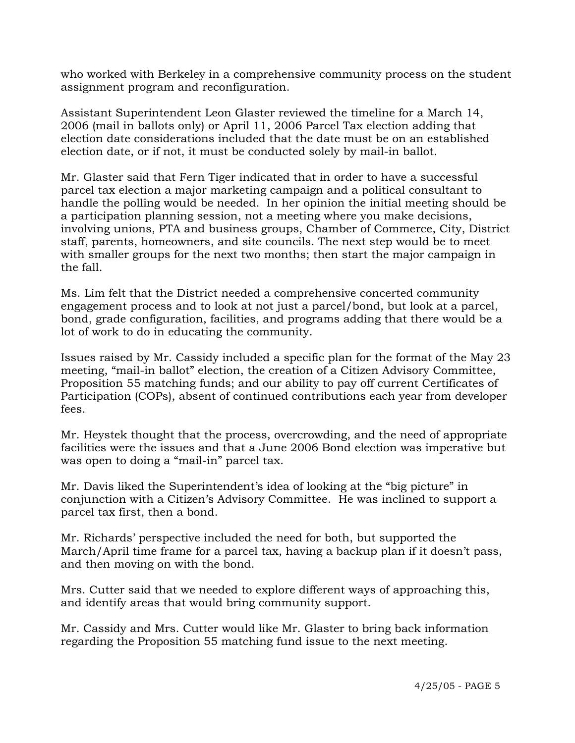who worked with Berkeley in a comprehensive community process on the student assignment program and reconfiguration.

Assistant Superintendent Leon Glaster reviewed the timeline for a March 14, 2006 (mail in ballots only) or April 11, 2006 Parcel Tax election adding that election date considerations included that the date must be on an established election date, or if not, it must be conducted solely by mail-in ballot.

Mr. Glaster said that Fern Tiger indicated that in order to have a successful parcel tax election a major marketing campaign and a political consultant to handle the polling would be needed. In her opinion the initial meeting should be a participation planning session, not a meeting where you make decisions, involving unions, PTA and business groups, Chamber of Commerce, City, District staff, parents, homeowners, and site councils. The next step would be to meet with smaller groups for the next two months; then start the major campaign in the fall.

Ms. Lim felt that the District needed a comprehensive concerted community engagement process and to look at not just a parcel/bond, but look at a parcel, bond, grade configuration, facilities, and programs adding that there would be a lot of work to do in educating the community.

Issues raised by Mr. Cassidy included a specific plan for the format of the May 23 meeting, "mail-in ballot" election, the creation of a Citizen Advisory Committee, Proposition 55 matching funds; and our ability to pay off current Certificates of Participation (COPs), absent of continued contributions each year from developer fees.

Mr. Heystek thought that the process, overcrowding, and the need of appropriate facilities were the issues and that a June 2006 Bond election was imperative but was open to doing a "mail-in" parcel tax.

Mr. Davis liked the Superintendent's idea of looking at the "big picture" in conjunction with a Citizen's Advisory Committee. He was inclined to support a parcel tax first, then a bond.

Mr. Richards' perspective included the need for both, but supported the March/April time frame for a parcel tax, having a backup plan if it doesn't pass, and then moving on with the bond.

Mrs. Cutter said that we needed to explore different ways of approaching this, and identify areas that would bring community support.

Mr. Cassidy and Mrs. Cutter would like Mr. Glaster to bring back information regarding the Proposition 55 matching fund issue to the next meeting.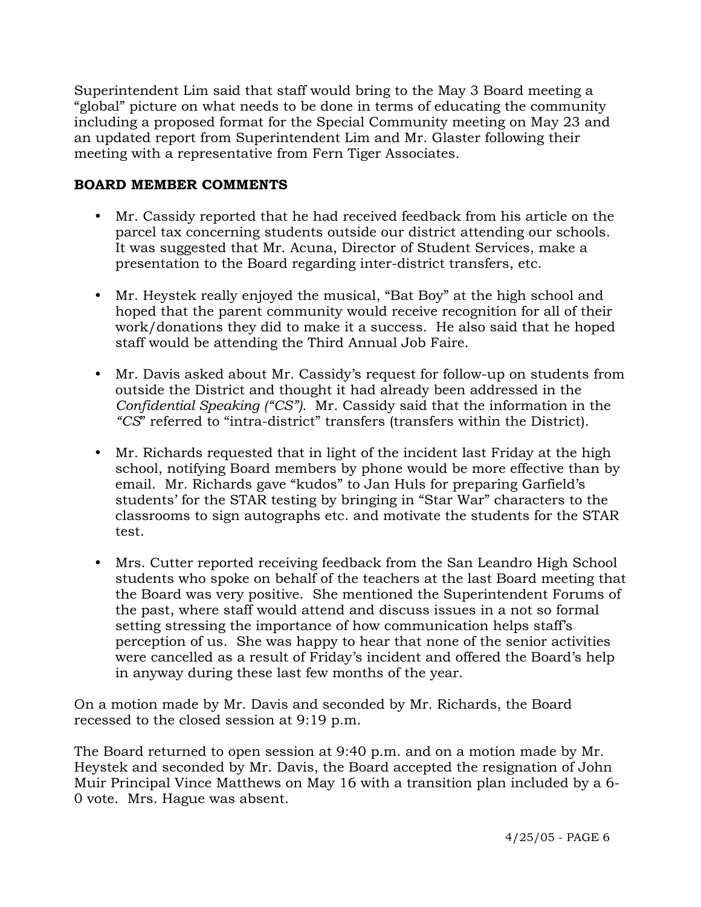Superintendent Lim said that staff would bring to the May 3 Board meeting a "global" picture on what needs to be done in terms of educating the community including a proposed format for the Special Community meeting on May 23 and an updated report from Superintendent Lim and Mr. Glaster following their meeting with a representative from Fern Tiger Associates.

**BOARD MEMBER COMMENTS**

- Mr. Cassidy reported that he had received feedback from his article on the parcel tax concerning students outside our district attending our schools. It was suggested that Mr. Acuna, Director of Student Services, make a presentation to the Board regarding inter-district transfers, etc.

- Mr. Heystek really enjoyed the musical, "Bat Boy" at the high school and hoped that the parent community would receive recognition for all of their work/donations they did to make it a success. He also said that he hoped staff would be attending the Third Annual Job Faire.

- Mr. Davis asked about Mr. Cassidy's request for follow-up on students from outside the District and thought it had already been addressed in the *Confidential Speaking ("CS").* Mr. Cassidy said that the information in the *"CS"* referred to "intra-district" transfers (transfers within the District).

- Mr. Richards requested that in light of the incident last Friday at the high school, notifying Board members by phone would be more effective than by email. Mr. Richards gave "kudos" to Jan Huls for preparing Garfield's students' for the STAR testing by bringing in "Star War" characters to the classrooms to sign autographs etc. and motivate the students for the STAR test.

- Mrs. Cutter reported receiving feedback from the San Leandro High School students who spoke on behalf of the teachers at the last Board meeting that the Board was very positive. She mentioned the Superintendent Forums of the past, where staff would attend and discuss issues in a not so formal setting stressing the importance of how communication helps staff's perception of us. She was happy to hear that none of the senior activities were cancelled as a result of Friday's incident and offered the Board's help in anyway during these last few months of the year.

On a motion made by Mr. Davis and seconded by Mr. Richards, the Board recessed to the closed session at 9:19 p.m.

The Board returned to open session at 9:40 p.m. and on a motion made by Mr. Heystek and seconded by Mr. Davis, the Board accepted the resignation of John Muir Principal Vince Matthews on May 16 with a transition plan included by a 6-0 vote. Mrs. Hague was absent.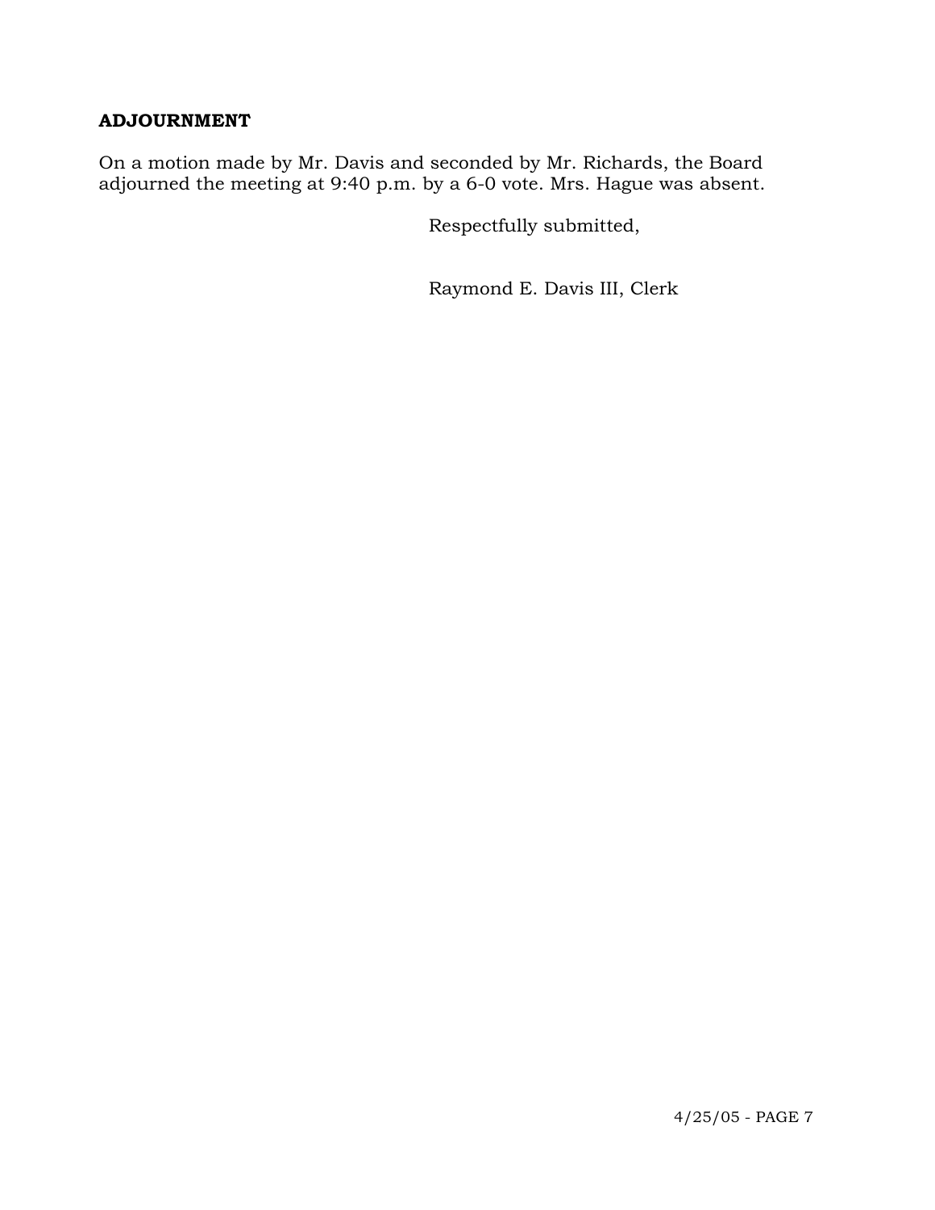**ADJOURNMENT**

On a motion made by Mr. Davis and seconded by Mr. Richards, the Board adjourned the meeting at 9:40 p.m. by a 6-0 vote. Mrs. Hague was absent.

Respectfully submitted,

Raymond E. Davis III, Clerk